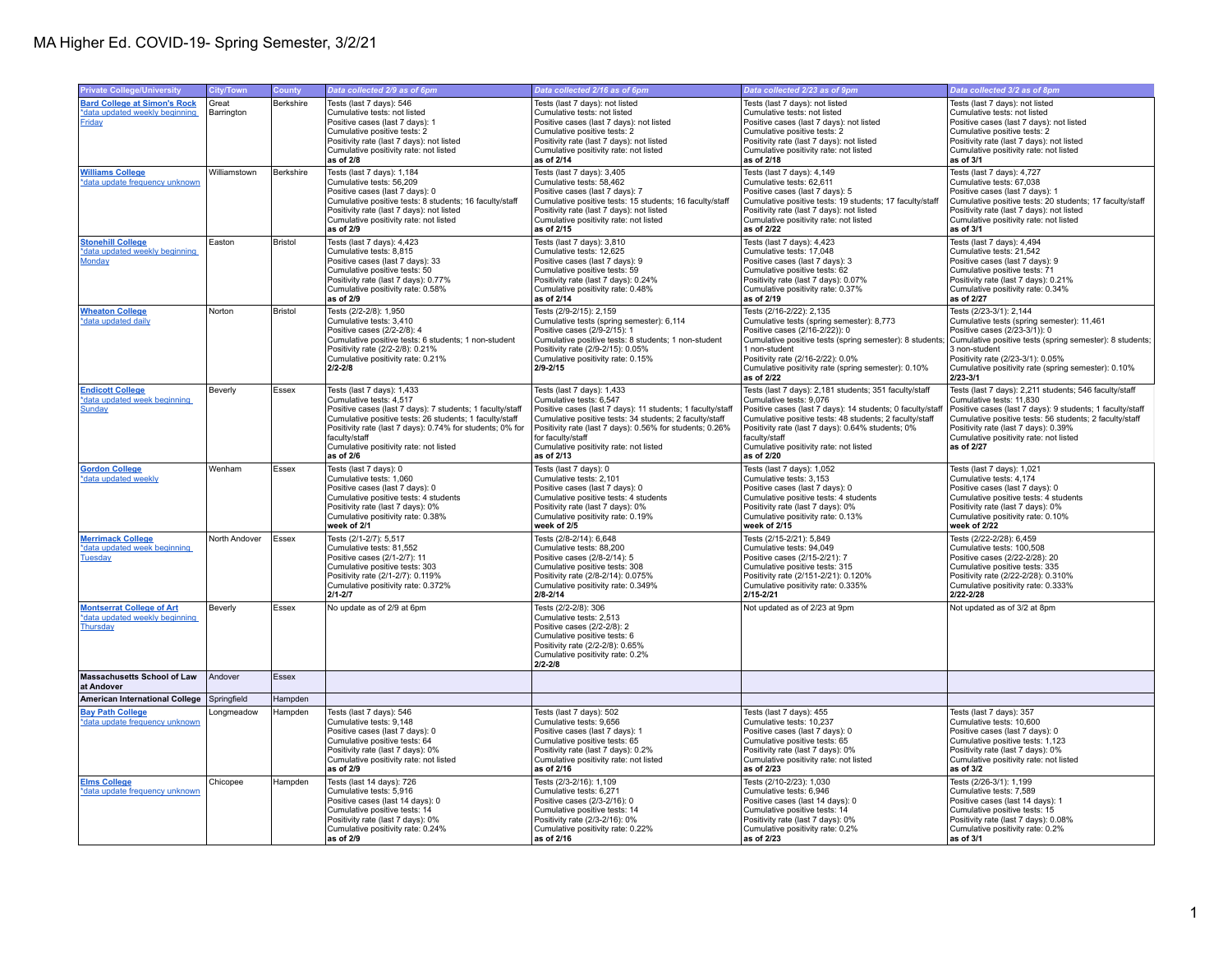# MA Higher Ed. COVID-19- Spring Semester, 3/2/21

| Private College/University | City/Town | County | Data collected 2/9 as of 6pm | Data collected 2/16 as of 6pm | Data collected 2/23 as of 9pm | Data collected 3/2 as of 8pm |
|---|---|---|---|---|---|---|
| **Bard College at Simon's Rock** *data updated weekly beginning Friday | Great Barrington | Berkshire | Tests (last 7 days): 546<br>Cumulative tests: not listed<br>Positive cases (last 7 days): 1<br>Cumulative positive tests: 2<br>Positivity rate (last 7 days): not listed<br>Cumulative positivity rate: not listed<br>**as of 2/8** | Tests (last 7 days): not listed<br>Cumulative tests: not listed<br>Positive cases (last 7 days): not listed<br>Cumulative positive tests: 2<br>Positivity rate (last 7 days): not listed<br>Cumulative positivity rate: not listed<br>**as of 2/14** | Tests (last 7 days): not listed<br>Cumulative tests: not listed<br>Positive cases (last 7 days): not listed<br>Cumulative positive tests: 2<br>Positivity rate (last 7 days): not listed<br>Cumulative positivity rate: not listed<br>**as of 2/18** | Tests (last 7 days): not listed<br>Cumulative tests: not listed<br>Positive cases (last 7 days): not listed<br>Cumulative positive tests: 2<br>Positivity rate (last 7 days): not listed<br>Cumulative positivity rate: not listed<br>**as of 3/1** |
| **Williams College** *data update frequency unknown | Williamstown | Berkshire | Tests (last 7 days): 1,184<br>Cumulative tests: 56,209<br>Positive cases (last 7 days): 0<br>Cumulative positive tests: 8 students; 16 faculty/staff<br>Positivity rate (last 7 days): not listed<br>Cumulative positivity rate: not listed<br>**as of 2/9** | Tests (last 7 days): 3,405<br>Cumulative tests: 58,462<br>Positive cases (last 7 days): 7<br>Cumulative positive tests: 15 students; 16 faculty/staff<br>Positivity rate (last 7 days): not listed<br>Cumulative positivity rate: not listed<br>**as of 2/15** | Tests (last 7 days): 4,149<br>Cumulative tests: 62,611<br>Positive cases (last 7 days): 5<br>Cumulative positive tests: 19 students; 17 faculty/staff<br>Positivity rate (last 7 days): not listed<br>Cumulative positivity rate: not listed<br>**as of 2/22** | Tests (last 7 days): 4,727<br>Cumulative tests: 67,038<br>Positive cases (last 7 days): 1<br>Cumulative positive tests: 20 students; 17 faculty/staff<br>Positivity rate (last 7 days): not listed<br>Cumulative positivity rate: not listed<br>**as of 3/1** |
| **Stonehill College** *data updated weekly beginning Monday | Easton | Bristol | Tests (last 7 days): 4,423<br>Cumulative tests: 8,815<br>Positive cases (last 7 days): 33<br>Cumulative positive tests: 50<br>Positivity rate (last 7 days): 0.77%<br>Cumulative positivity rate: 0.58%<br>**as of 2/9** | Tests (last 7 days): 3,810<br>Cumulative tests: 12,625<br>Positive cases (last 7 days): 9<br>Cumulative positive tests: 59<br>Positivity rate (last 7 days): 0.24%<br>Cumulative positivity rate: 0.48%<br>**as of 2/14** | Tests (last 7 days): 4,423<br>Cumulative tests: 17,048<br>Positive cases (last 7 days): 3<br>Cumulative positive tests: 62<br>Positivity rate (last 7 days): 0.07%<br>Cumulative positivity rate: 0.37%<br>**as of 2/19** | Tests (last 7 days): 4,494<br>Cumulative tests: 21,542<br>Positive cases (last 7 days): 9<br>Cumulative positive tests: 71<br>Positivity rate (last 7 days): 0.21%<br>Cumulative positivity rate: 0.34%<br>**as of 2/27** |
| **Wheaton College** *data updated daily | Norton | Bristol | Tests (2/2-2/8): 1,950<br>Cumulative tests: 3,410<br>Positive cases (2/2-2/8): 4<br>Cumulative positive tests: 6 students; 1 non-student<br>Positivity rate (2/2-2/8): 0.21%<br>Cumulative positivity rate: 0.21%<br>**2/2-2/8** | Tests (2/9-2/15): 2,159<br>Cumulative tests (spring semester): 6,114<br>Positive cases (2/9-2/15): 1<br>Cumulative positive tests: 8 students; 1 non-student<br>Positivity rate (2/9-2/15): 0.05%<br>Cumulative positivity rate: 0.15%<br>**2/9-2/15** | Tests (2/16-2/22): 2,135<br>Cumulative tests (spring semester): 8,773<br>Positive cases (2/16-2/22)): 0<br>Cumulative positive tests (spring semester): 8 students; 1 non-student<br>Positivity rate (2/16-2/22): 0.0%<br>Cumulative positivity rate (spring semester): 0.10%<br>**as of 2/22** | Tests (2/23-3/1): 2,144<br>Cumulative tests (spring semester): 11,461<br>Positive cases (2/23-3/1)): 0<br>Cumulative positive tests (spring semester): 8 students; 3 non-student<br>Positivity rate (2/23-3/1): 0.05%<br>Cumulative positivity rate (spring semester): 0.10%<br>**2/23-3/1** |
| **Endicott College** *data updated week beginning Sunday | Beverly | Essex | Tests (last 7 days): 1,433<br>Cumulative tests: 4,517<br>Positive cases (last 7 days): 7 students; 1 faculty/staff<br>Cumulative positive tests: 26 students; 1 faculty/staff<br>Positivity rate (last 7 days): 0.74% for students; 0% for faculty/staff<br>Cumulative positivity rate: not listed<br>**as of 2/6** | Tests (last 7 days): 1,433<br>Cumulative tests: 6,547<br>Positive cases (last 7 days): 11 students; 1 faculty/staff<br>Cumulative positive tests: 34 students; 2 faculty/staff<br>Positivity rate (last 7 days): 0.56% for students; 0.26% for faculty/staff<br>Cumulative positivity rate: not listed<br>**as of 2/13** | Tests (last 7 days): 2,181 students; 351 faculty/staff<br>Cumulative tests: 9,076<br>Positive cases (last 7 days): 14 students; 0 faculty/staff<br>Cumulative positive tests: 48 students; 2 faculty/staff<br>Positivity rate (last 7 days): 0.64% students; 0% faculty/staff<br>Cumulative positivity rate: not listed<br>**as of 2/20** | Tests (last 7 days): 2,211 students; 546 faculty/staff<br>Cumulative tests: 11,830<br>Positive cases (last 7 days): 9 students; 1 faculty/staff<br>Cumulative positive tests: 56 students; 2 faculty/staff<br>Positivity rate (last 7 days): 0.39%<br>Cumulative positivity rate: not listed<br>**as of 2/27** |
| **Gordon College** *data updated weekly | Wenham | Essex | Tests (last 7 days): 0<br>Cumulative tests: 1,060<br>Positive cases (last 7 days): 0<br>Cumulative positive tests: 4 students<br>Positivity rate (last 7 days): 0%<br>Cumulative positivity rate: 0.38%<br>**week of 2/1** | Tests (last 7 days): 0<br>Cumulative tests: 2,101<br>Positive cases (last 7 days): 0<br>Cumulative positive tests: 4 students<br>Positivity rate (last 7 days): 0%<br>Cumulative positivity rate: 0.19%<br>**week of 2/5** | Tests (last 7 days): 1,052<br>Cumulative tests: 3,153<br>Positive cases (last 7 days): 0<br>Cumulative positive tests: 4 students<br>Positivity rate (last 7 days): 0%<br>Cumulative positivity rate: 0.13%<br>**week of 2/15** | Tests (last 7 days): 1,021<br>Cumulative tests: 4,174<br>Positive cases (last 7 days): 0<br>Cumulative positive tests: 4 students<br>Positivity rate (last 7 days): 0%<br>Cumulative positivity rate: 0.10%<br>**week of 2/22** |
| **Merrimack College** *data updated week beginning Tuesday | North Andover | Essex | Tests (2/1-2/7): 5,517<br>Cumulative tests: 81,552<br>Positive cases (2/1-2/7): 11<br>Cumulative positive tests: 303<br>Positivity rate (2/1-2/7): 0.119%<br>Cumulative positivity rate: 0.372%<br>**2/1-2/7** | Tests (2/8-2/14): 6,648<br>Cumulative tests: 88,200<br>Positive cases (2/8-2/14): 5<br>Cumulative positive tests: 308<br>Positivity rate (2/8-2/14): 0.075%<br>Cumulative positivity rate: 0.349%<br>**2/8-2/14** | Tests (2/15-2/21): 5,849<br>Cumulative tests: 94,049<br>Positive cases (2/15-2/21): 7<br>Cumulative positive tests: 315<br>Positivity rate (2/151-2/21): 0.120%<br>Cumulative positivity rate: 0.335%<br>**2/15-2/21** | Tests (2/22-2/28): 6,459<br>Cumulative tests: 100,508<br>Positive cases (2/22-2/28): 20<br>Cumulative positive tests: 335<br>Positivity rate (2/22-2/28): 0.310%<br>Cumulative positivity rate: 0.333%<br>**2/22-2/28** |
| **Montserrat College of Art** *data updated weekly beginning Thursday | Beverly | Essex | No update as of 2/9 at 6pm | Tests (2/2-2/8): 306<br>Cumulative tests: 2,513<br>Positive cases (2/2-2/8): 2<br>Cumulative positive tests: 6<br>Positivity rate (2/2-2/8): 0.65%<br>Cumulative positivity rate: 0.2%<br>**2/2-2/8** | Not updated as of 2/23 at 9pm | Not updated as of 3/2 at 8pm |
| **Massachusetts School of Law at Andover** | Andover | Essex | | | | |
| **American International College** | Springfield | Hampden | | | | |
| **Bay Path College** *data update frequency unknown | Longmeadow | Hampden | Tests (last 7 days): 546<br>Cumulative tests: 9,148<br>Positive cases (last 7 days): 0<br>Cumulative positive tests: 64<br>Positivity rate (last 7 days): 0%<br>Cumulative positivity rate: not listed<br>**as of 2/9** | Tests (last 7 days): 502<br>Cumulative tests: 9,656<br>Positive cases (last 7 days): 1<br>Cumulative positive tests: 65<br>Positivity rate (last 7 days): 0.2%<br>Cumulative positivity rate: not listed<br>**as of 2/16** | Tests (last 7 days): 455<br>Cumulative tests: 10,237<br>Positive cases (last 7 days): 0<br>Cumulative positive tests: 65<br>Positivity rate (last 7 days): 0%<br>Cumulative positivity rate: not listed<br>**as of 2/23** | Tests (last 7 days): 357<br>Cumulative tests: 10,600<br>Positive cases (last 7 days): 0<br>Cumulative positive tests: 1,123<br>Positivity rate (last 7 days): 0%<br>Cumulative positivity rate: not listed<br>**as of 3/2** |
| **Elms College** *data update frequency unknown | Chicopee | Hampden | Tests (last 14 days): 726<br>Cumulative tests: 5,916<br>Positive cases (last 14 days): 0<br>Cumulative positive tests: 14<br>Positivity rate (last 7 days): 0%<br>Cumulative positivity rate: 0.24%<br>**as of 2/9** | Tests (2/3-2/16): 1,109<br>Cumulative tests: 6,271<br>Positive cases (2/3-2/16): 0<br>Cumulative positive tests: 14<br>Positivity rate (2/3-2/16): 0%<br>Cumulative positivity rate: 0.22%<br>**as of 2/16** | Tests (2/10-2/23): 1,030<br>Cumulative tests: 6,946<br>Positive cases (last 14 days): 0<br>Cumulative positive tests: 14<br>Positivity rate (last 7 days): 0%<br>Cumulative positivity rate: 0.2%<br>**as of 2/23** | Tests (2/26-3/1): 1,199<br>Cumulative tests: 7,589<br>Positive cases (last 14 days): 1<br>Cumulative positive tests: 15<br>Positivity rate (last 7 days): 0.08%<br>Cumulative positivity rate: 0.2%<br>**as of 3/1** |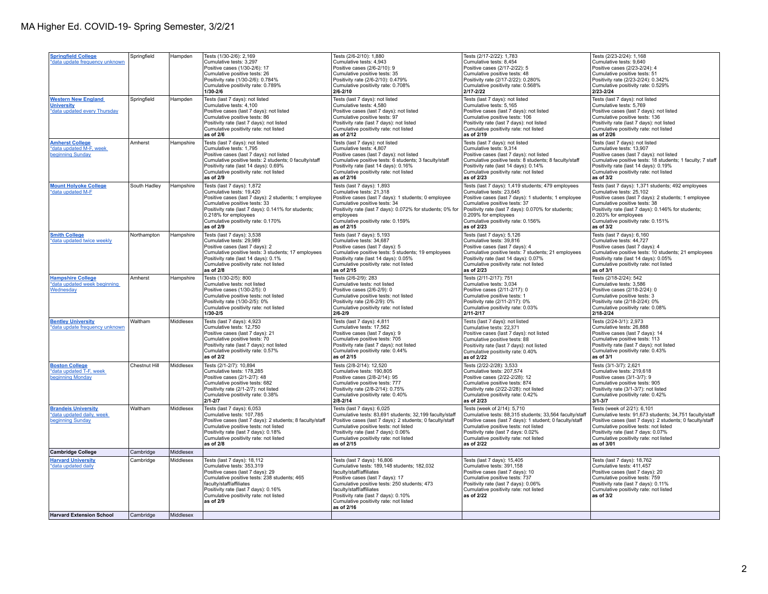# MA Higher Ed. COVID-19- Spring Semester, 3/2/21

| | | | | | | |
|---|---|---|---|---|---|---|
| **Springfield College** *data update frequency unknown | Springfield | Hampden | Tests (1/30-2/6): 2,169<br>Cumulative tests: 3,297<br>Positive cases (1/30-2/6): 17<br>Cumulative positive tests: 26<br>Positivity rate (1/30-2/6): 0.784%<br>Cumulative positivity rate: 0.789%<br>**1/30-2/6** | Tests (2/6-2/10): 1,880<br>Cumulative tests: 4,943<br>Positive cases (2/6-2/10): 9<br>Cumulative positive tests: 35<br>Positivity rate (2/6-2/10): 0.479%<br>Cumulative positivity rate: 0.708%<br>**2/6-2/10** | Tests (2/17-2/22): 1,783<br>Cumulative tests: 8,454<br>Positive cases (2/17-2/22): 5<br>Cumulative positive tests: 48<br>Positivity rate (2/17-2/22): 0.280%<br>Cumulative positivity rate: 0.568%<br>**2/17-2/22** | Tests (2/23-2/24): 1,168<br>Cumulative tests: 9,640<br>Positive cases (2/23-2/24): 4<br>Cumulative positive tests: 51<br>Positivity rate (2/23-2/24): 0.342%<br>Cumulative positivity rate: 0.529%<br>**2/23-2/24** |
| **Western New England University** *data updated every Thursday | Springfield | Hampden | Tests (last 7 days): not listed<br>Cumulative tests: 4,100<br>Positive cases (last 7 days): not listed<br>Cumulative positive tests: 86<br>Positivity rate (last 7 days): not listed<br>Cumulative positivity rate: not listed<br>**as of 2/6** | Tests (last 7 days): not listed<br>Cumulative tests: 4,580<br>Positive cases (last 7 days): not listed<br>Cumulative positive tests: 97<br>Positivity rate (last 7 days): not listed<br>Cumulative positivity rate: not listed<br>**as of 2/12** | Tests (last 7 days): not listed<br>Cumulative tests: 5,165<br>Positive cases (last 7 days): not listed<br>Cumulative positive tests: 106<br>Positivity rate (last 7 days): not listed<br>Cumulative positivity rate: not listed<br>**as of 2/19** | Tests (last 7 days): not listed<br>Cumulative tests: 5,769<br>Positive cases (last 7 days): not listed<br>Cumulative positive tests: 136<br>Positivity rate (last 7 days): not listed<br>Cumulative positivity rate: not listed<br>**as of 2/26** |
| **Amherst College** *data updated M-F, week beginning Sunday | Amherst | Hampshire | Tests (last 7 days): not listed<br>Cumulative tests: 1,795<br>Positive cases (last 7 days): not listed<br>Cumulative positive tests: 2 students; 0 faculty/staff<br>Positivity rate (last 14 days): 0.69%<br>Cumulative positivity rate: not listed<br>**as of 2/9** | Tests (last 7 days): not listed<br>Cumulative tests: 4,807<br>Positive cases (last 7 days): not listed<br>Cumulative positive tests: 6 students; 3 faculty/staff<br>Positivity rate (last 14 days): 0.16%<br>Cumulative positivity rate: not listed<br>**as of 2/16** | Tests (last 7 days): not listed<br>Cumulative tests: 9,314<br>Positive cases (last 7 days): not listed<br>Cumulative positive tests: 8 students; 8 faculty/staff<br>Positivity rate (last 14 days): 0.14%<br>Cumulative positivity rate: not listed<br>**as of 2/23** | Tests (last 7 days): not listed<br>Cumulative tests: 13,907<br>Positive cases (last 7 days): not listed<br>Cumulative positive tests: 18 students; 1 faculty; 7 staff<br>Positivity rate (last 14 days): 0.19%<br>Cumulative positivity rate: not listed<br>**as of 3/2** |
| **Mount Holyoke College** *data updated M-F | South Hadley | Hampshire | Tests (last 7 days): 1,872<br>Cumulative tests: 19,420<br>Positive cases (last 7 days): 2 students; 1 employee<br>Cumulative positive tests: 33<br>Positivity rate (last 7 days): 0.141% for students; 0.218% for employees<br>Cumulative positivity rate: 0.170%<br>**as of 2/9** | Tests (last 7 days): 1,893<br>Cumulative tests: 21,318<br>Positive cases (last 7 days): 1 students; 0 employee<br>Cumulative positive tests: 34<br>Positivity rate (last 7 days): 0.072% for students; 0% for employees<br>Cumulative positivity rate: 0.159%<br>**as of 2/15** | Tests (last 7 days): 1,419 students; 479 employees<br>Cumulative tests: 23,645<br>Positive cases (last 7 days): 1 students; 1 employee<br>Cumulative positive tests: 37<br>Positivity rate (last 7 days): 0.070% for students; 0.209% for employees<br>Cumulative positivity rate: 0.156%<br>**as of 2/23** | Tests (last 7 days): 1,371 students; 492 employees<br>Cumulative tests: 25,102<br>Positive cases (last 7 days): 2 students; 1 employee<br>Cumulative positive tests: 38<br>Positivity rate (last 7 days): 0.146% for students; 0.203% for employees<br>Cumulative positivity rate: 0.151%<br>**as of 3/2** |
| **Smith College** *data updated twice weekly | Northampton | Hampshire | Tests (last 7 days): 3,538<br>Cumulative tests: 29,989<br>Positive cases (last 7 days): 2<br>Cumulative positive tests: 3 students; 17 employees<br>Positivity rate (last 14 days): 0.1%<br>Cumulative positivity rate: not listed<br>**as of 2/8** | Tests (last 7 days): 5,193<br>Cumulative tests: 34,687<br>Positive cases (last 7 days): 5<br>Cumulative positive tests: 5 students; 19 employees<br>Positivity rate (last 14 days): 0.05%<br>Cumulative positivity rate: not listed<br>**as of 2/15** | Tests (last 7 days): 5,126<br>Cumulative tests: 39,816<br>Positive cases (last 7 days): 4<br>Cumulative positive tests: 7 students; 21 employees<br>Positivity rate (last 14 days): 0.07%<br>Cumulative positivity rate: not listed<br>**as of 2/23** | Tests (last 7 days): 6,160<br>Cumulative tests: 44,727<br>Positive cases (last 7 days): 4<br>Cumulative positive tests: 10 students; 21 employees<br>Positivity rate (last 14 days): 0.05%<br>Cumulative positivity rate: not listed<br>**as of 3/1** |
| **Hampshire College** *data updated week beginning Wednesday | Amherst | Hampshire | Tests (1/30-2/5): 800<br>Cumulative tests: not listed<br>Positive cases (1/30-2/5): 0<br>Cumulative positive tests: not listed<br>Positivity rate (1/30-2/5): 0%<br>Cumulative positivity rate: not listed<br>**1/30-2/5** | Tests (2/6-2/9): 283<br>Cumulative tests: not listed<br>Positive cases (2/6-2/9): 0<br>Cumulative positive tests: not listed<br>Positivity rate (2/6-2/9): 0%<br>Cumulative positivity rate: not listed<br>**2/6-2/9** | Tests (2/11-2/17): 751<br>Cumulative tests: 3,034<br>Positive cases (2/11-2/17): 0<br>Cumulative positive tests: 1<br>Positivity rate (2/11-2/17): 0%<br>Cumulative positivity rate: 0.03%<br>**2/11-2/17** | Tests (2/18-2/24): 542<br>Cumulative tests: 3,586<br>Positive cases (2/18-2/24): 0<br>Cumulative positive tests: 3<br>Positivity rate (2/18-2/24): 0%<br>Cumulative positivity rate: 0.08%<br>**2/18-2/24** |
| **Bentley University** *data update frequency unknown | Waltham | Middlesex | Tests (last 7 days): 4,923<br>Cumulative tests: 12,750<br>Positive cases (last 7 days): 21<br>Cumulative positive tests: 70<br>Positivity rate (last 7 days): not listed<br>Cumulative positivity rate: 0.57%<br>**as of 2/2** | Tests (last 7 days): 4,811<br>Cumulative tests: 17,562<br>Positive cases (last 7 days): 9<br>Cumulative positive tests: 705<br>Positivity rate (last 7 days): not listed<br>Cumulative positivity rate: 0.44%<br>**as of 2/15** | Tests (last 7 days): not listed<br>Cumulative tests: 22,371<br>Positive cases (last 7 days): not listed<br>Cumulative positive tests: 88<br>Positivity rate (last 7 days): not listed<br>Cumulative positivity rate: 0.40%<br>**as of 2/22** | Tests (2/24-3/1): 2,973<br>Cumulative tests: 26,888<br>Positive cases (last 7 days): 14<br>Cumulative positive tests: 113<br>Positivity rate (last 7 days): not listed<br>Cumulative positivity rate: 0.43%<br>**as of 3/1** |
| **Boston College** *data updated T-F, week beginning Monday | Chestnut Hill | Middlesex | Tests (2/1-2/7): 10,894<br>Cumulative tests: 178,285<br>Positive cases (2/1-2/7): 48<br>Cumulative positive tests: 682<br>Positivity rate (2/1-2/7): not listed<br>Cumulative positivity rate: 0.38%<br>**2/1-2/7** | Tests (2/8-2/14): 12,520<br>Cumulative tests: 190,805<br>Positive cases (2/8-2/14): 95<br>Cumulative positive tests: 777<br>Positivity rate (2/8-2/14): 0.75%<br>Cumulative positivity rate: 0.40%<br>**2/8-2/14** | Tests (2/22-2/28): 3,533<br>Cumulative tests: 207,574<br>Positive cases (2/22-2/28): 12<br>Cumulative positive tests: 874<br>Positivity rate (2/22-2/28): not listed<br>Cumulative positivity rate: 0.42%<br>**as of 2/23** | Tests (3/1-3/7): 2,621<br>Cumulative tests: 219,618<br>Positive cases (3/1-3/7): 9<br>Cumulative positive tests: 905<br>Positivity rate (3/1-3/7): not listed<br>Cumulative positivity rate: 0.42%<br>**3/1-3/7** |
| **Brandeis University** *data updated daily, week beginning Sunday | Waltham | Middlesex | Tests (last 7 days): 6,053<br>Cumulative tests: 107,785<br>Positive cases (last 7 days): 2 students; 8 faculty/staff<br>Cumulative positive tests: not listed<br>Positivity rate (last 7 days): 0.18%<br>Cumulative positivity rate: not listed<br>**as of 2/8** | Tests (last 7 days): 6,025<br>Cumulative tests: 83,691 students; 32,199 faculty/staff<br>Positive cases (last 7 days): 2 students; 0 faculty/staff<br>Cumulative positive tests: not listed<br>Positivity rate (last 7 days): 0.06%<br>Cumulative positivity rate: not listed<br>**as of 2/15** | Tests (week of 2/14): 5,710<br>Cumulative tests: 88,315 students; 33,564 faculty/staff<br>Positive cases (last 7 days): 1 student; 0 faculty/staff<br>Cumulative positive tests: not listed<br>Positivity rate (last 7 days: 0.02%<br>Cumulative positivity rate: not listed<br>**as of 2/22** | Tests (week of 2/21): 6,101<br>Cumulative tests: 91,673 students; 34,751 faculty/staff<br>Positive cases (last 7 days): 2 students; 0 faculty/staff<br>Cumulative positive tests: not listed<br>Positivity rate (last 7 days: 0.07%<br>Cumulative positivity rate: not listed<br>**as of 3/01** |
| **Cambridge College** | Cambridge | Middlesex | | | | |
| **Harvard University** *data updated daily | Cambridge | Middlesex | Tests (last 7 days): 18,112<br>Cumulative tests: 353,319<br>Positive cases (last 7 days): 29<br>Cumulative positive tests: 238 students; 465 faculty/staff/affiliates<br>Positivity rate (last 7 days): 0.16%<br>Cumulative positivity rate: not listed<br>**as of 2/9** | Tests (last 7 days): 16,806<br>Cumulative tests: 189,148 students; 182,032 faculty/staff/affiliates<br>Positive cases (last 7 days): 17<br>Cumulative positive tests: 250 students; 473 faculty/staff/affiliates<br>Positivity rate (last 7 days): 0.10%<br>Cumulative positivity rate: not listed<br>**as of 2/16** | Tests (last 7 days): 15,405<br>Cumulative tests: 391,158<br>Positive cases (last 7 days): 10<br>Cumulative positive tests: 737<br>Positivity rate (last 7 days): 0.06%<br>Cumulative positivity rate: not listed<br>**as of 2/22** | Tests (last 7 days): 18,762<br>Cumulative tests: 411,457<br>Positive cases (last 7 days): 20<br>Cumulative positive tests: 759<br>Positivity rate (last 7 days): 0.11%<br>Cumulative positivity rate: not listed<br>**as of 3/2** |
| **Harvard Extension School** | Cambridge | Middlesex | | | | |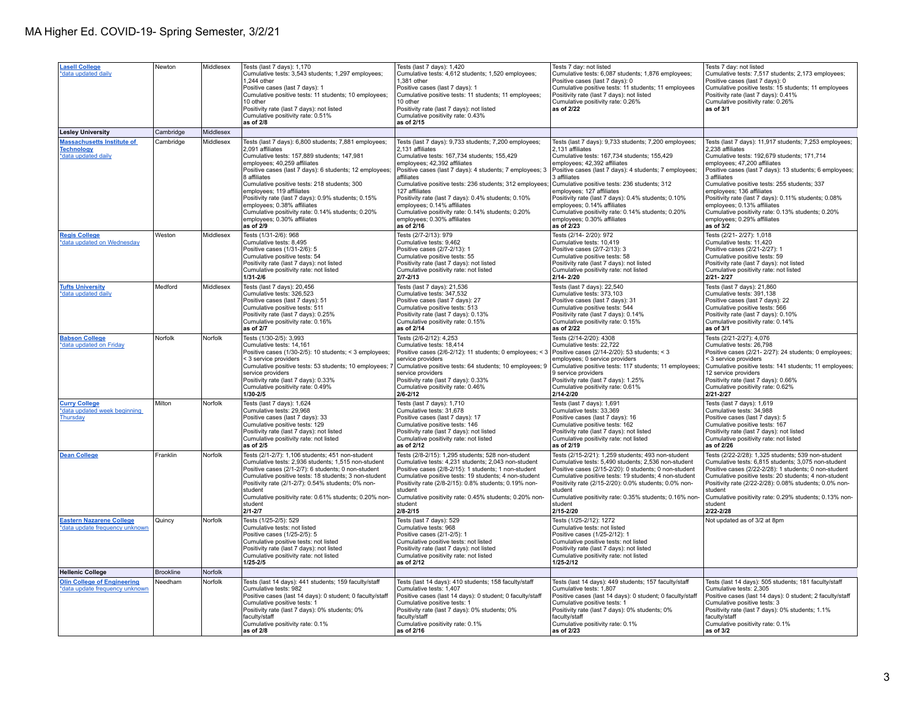# MA Higher Ed. COVID-19- Spring Semester, 3/2/21

| | | | | | | |
|---|---|---|---|---|---|---|
| **Lasell College** *data updated daily | Newton | Middlesex | Tests (last 7 days): 1,170<br>Cumulative tests: 3,543 students; 1,297 employees; 1,244 other<br>Positive cases (last 7 days): 1<br>Cumulative positive tests: 11 students; 10 employees; 10 other<br>Positivity rate (last 7 days): not listed<br>Cumulative positivity rate: 0.51%<br>**as of 2/8** | Tests (last 7 days): 1,420<br>Cumulative tests: 4,612 students; 1,520 employees; 1,381 other<br>Positive cases (last 7 days): 1<br>Cumulative positive tests: 11 students; 11 employees; 10 other<br>Positivity rate (last 7 days): not listed<br>Cumulative positivity rate: 0.43%<br>**as of 2/15** | Tests 7 day: not listed<br>Cumulative tests: 6,087 students; 1,876 employees;<br>Positive cases (last 7 days): 0<br>Cumulative positive tests: 11 students; 11 employees<br>Positivity rate (last 7 days): not listed<br>Cumulative positivity rate: 0.26%<br>**as of 2/22** | Tests 7 day: not listed<br>Cumulative tests: 7,517 students; 2,173 employees;<br>Positive cases (last 7 days): 0<br>Cumulative positive tests: 15 students; 11 employees<br>Positivity rate (last 7 days): 0.41%<br>Cumulative positivity rate: 0.26%<br>**as of 3/1** |
| **Lesley University** | Cambridge | Middlesex | | | | |
| **Massachusetts Institute of Technology** *data updated daily | Cambridge | Middlesex | Tests (last 7 days): 6,800 students; 7,881 employees; 2,091 affiliates<br>Cumulative tests: 157,889 students; 147,981 employees; 40,259 affiliates<br>Positive cases (last 7 days): 6 students; 12 employees; 8 affiliates<br>Cumulative positive tests: 218 students; 300 employees; 119 affiliates<br>Positivity rate (last 7 days): 0.9% students; 0.15% employees; 0.38% affiliates<br>Cumulative positivity rate: 0.14% students; 0.20% employees; 0.30% affiliates<br>**as of 2/9** | Tests (last 7 days): 9,733 students; 7,200 employees; 2,131 affiliates<br>Cumulative tests: 167,734 students; 155,429 employees; 42,392 affiliates<br>Positive cases (last 7 days): 4 students; 7 employees; 3 affiliates<br>Cumulative positive tests: 236 students; 312 employees; 127 affiliates<br>Positivity rate (last 7 days): 0.4% students; 0.10% employees; 0.14% affiliates<br>Cumulative positivity rate: 0.14% students; 0.20% employees; 0.30% affiliates<br>**as of 2/16** | Tests (last 7 days): 9,733 students; 7,200 employees; 2,131 affiliates<br>Cumulative tests: 167,734 students; 155,429 employees; 42,392 affiliates<br>Positive cases (last 7 days): 4 students; 7 employees; 3 affiliates<br>Cumulative positive tests: 236 students; 312 employees; 127 affiliates<br>Positivity rate (last 7 days): 0.4% students; 0.10% employees; 0.14% affiliates<br>Cumulative positivity rate: 0.14% students; 0.20% employees; 0.30% affiliates<br>**as of 2/23** | Tests (last 7 days): 11,917 students; 7,253 employees; 2,238 affiliates<br>Cumulative tests: 192,679 students; 171,714 employees; 47,200 affiliates<br>Positive cases (last 7 days): 13 students; 6 employees; 3 affiliates<br>Cumulative positive tests: 255 students; 337 employees; 136 affiliates<br>Positivity rate (last 7 days): 0.11% students; 0.08% employees; 0.13% affiliates<br>Cumulative positivity rate: 0.13% students; 0.20% employees; 0.29% affiliates<br>**as of 3/2** |
| **Regis College** *data updated on Wednesday | Weston | Middlesex | Tests (1/31-2/6): 968<br>Cumulative tests: 8,495<br>Positive cases (1/31-2/6): 5<br>Cumulative positive tests: 54<br>Positivity rate (last 7 days): not listed<br>Cumulative positivity rate: not listed<br>**1/31-2/6** | Tests (2/7-2/13): 979<br>Cumulative tests: 9,462<br>Positive cases (2/7-2/13): 1<br>Cumulative positive tests: 55<br>Positivity rate (last 7 days): not listed<br>Cumulative positivity rate: not listed<br>**2/7-2/13** | Tests (2/14- 2/20): 972<br>Cumulative tests: 10,419<br>Positive cases (2/7-2/13): 3<br>Cumulative positive tests: 58<br>Positivity rate (last 7 days): not listed<br>Cumulative positivity rate: not listed<br>**2/14- 2/20** | Tests (2/21- 2/27): 1,018<br>Cumulative tests: 11,420<br>Positive cases (2/21-2/27): 1<br>Cumulative positive tests: 59<br>Positivity rate (last 7 days): not listed<br>Cumulative positivity rate: not listed<br>**2/21- 2/27** |
| **Tufts University** *data updated daily | Medford | Middlesex | Tests (last 7 days): 20,456<br>Cumulative tests: 326,523<br>Positive cases (last 7 days): 51<br>Cumulative positive tests: 511<br>Positivity rate (last 7 days): 0.25%<br>Cumulative positivity rate: 0.16%<br>**as of 2/7** | Tests (last 7 days): 21,536<br>Cumulative tests: 347,532<br>Positive cases (last 7 days): 27<br>Cumulative positive tests: 513<br>Positivity rate (last 7 days): 0.13%<br>Cumulative positivity rate: 0.15%<br>**as of 2/14** | Tests (last 7 days): 22,540<br>Cumulative tests: 373,103<br>Positive cases (last 7 days): 31<br>Cumulative positive tests: 544<br>Positivity rate (last 7 days): 0.14%<br>Cumulative positivity rate: 0.15%<br>**as of 2/22** | Tests (last 7 days): 21,860<br>Cumulative tests: 391,138<br>Positive cases (last 7 days): 22<br>Cumulative positive tests: 566<br>Positivity rate (last 7 days): 0.10%<br>Cumulative positivity rate: 0.14%<br>**as of 3/1** |
| **Babson College** *data updated on Friday | Norfolk | Norfolk | Tests (1/30-2/5): 3,993<br>Cumulative tests: 14,161<br>Positive cases (1/30-2/5): 10 students; < 3 employees; < 3 service providers<br>Cumulative positive tests: 53 students; 10 employees; 7 service providers<br>Positivity rate (last 7 days): 0.33%<br>Cumulative positivity rate: 0.49%<br>**1/30-2/5** | Tests (2/6-2/12): 4,253<br>Cumulative tests: 18,414<br>Positive cases (2/6-2/12): 11 students; 0 employees; < 3 service providers<br>Cumulative positive tests: 64 students; 10 employees; 9 service providers<br>Positivity rate (last 7 days): 0.33%<br>Cumulative positivity rate: 0.46%<br>**2/6-2/12** | Tests (2/14-2/20): 4308<br>Cumulative tests: 22,722<br>Positive cases (2/14-2/20): 53 students; < 3 employees; 0 service providers<br>Cumulative positive tests: 117 students; 11 employees; 9 service providers<br>Positivity rate (last 7 days): 1.25%<br>Cumulative positivity rate: 0.61%<br>**2/14-2/20** | Tests (2/21-2/27): 4,076<br>Cumulative tests: 26,798<br>Positive cases (2/21- 2/27): 24 students; 0 employees; < 3 service providers<br>Cumulative positive tests: 141 students; 11 employees; 12 service providers<br>Positivity rate (last 7 days): 0.66%<br>Cumulative positivity rate: 0.62%<br>**2/21-2/27** |
| **Curry College** *data updated week beginning Thursday | Milton | Norfolk | Tests (last 7 days): 1,624<br>Cumulative tests: 29,968<br>Positive cases (last 7 days): 33<br>Cumulative positive tests: 129<br>Positivity rate (last 7 days): not listed<br>Cumulative positivity rate: not listed<br>**as of 2/5** | Tests (last 7 days): 1,710<br>Cumulative tests: 31,678<br>Positive cases (last 7 days): 17<br>Cumulative positive tests: 146<br>Positivity rate (last 7 days): not listed<br>Cumulative positivity rate: not listed<br>**as of 2/12** | Tests (last 7 days): 1,691<br>Cumulative tests: 33,369<br>Positive cases (last 7 days): 16<br>Cumulative positive tests: 162<br>Positivity rate (last 7 days): not listed<br>Cumulative positivity rate: not listed<br>**as of 2/19** | Tests (last 7 days): 1,619<br>Cumulative tests: 34,988<br>Positive cases (last 7 days): 5<br>Cumulative positive tests: 167<br>Positivity rate (last 7 days): not listed<br>Cumulative positivity rate: not listed<br>**as of 2/26** |
| **Dean College** | Franklin | Norfolk | Tests (2/1-2/7): 1,106 students; 451 non-student<br>Cumulative tests: 2,936 students; 1,515 non-student<br>Positive cases (2/1-2/7): 6 students; 0 non-student<br>Cumulative positive tests: 18 students; 3 non-student<br>Positivity rate (2/1-2/7): 0.54% students; 0% non-student<br>Cumulative positivity rate: 0.61% students; 0.20% non-student<br>**2/1-2/7** | Tests (2/8-2/15): 1,295 students; 528 non-student<br>Cumulative tests: 4,231 students; 2,043 non-student<br>Positive cases (2/8-2/15): 1 students; 1 non-student<br>Cumulative positive tests: 19 students; 4 non-student<br>Positivity rate (2/8-2/15): 0.8% students; 0.19% non-student<br>Cumulative positivity rate: 0.45% students; 0.20% non-student<br>**2/8-2/15** | Tests (2/15-2/21): 1,259 students; 493 non-student<br>Cumulative tests: 5,490 students; 2,536 non-student<br>Positive cases (2/15-2/20): 0 students; 0 non-student<br>Cumulative positive tests: 19 students; 4 non-student<br>Positivity rate (2/15-2/20): 0.0% students; 0.0% non-student<br>Cumulative positivity rate: 0.35% students; 0.16% non-student<br>**2/15-2/20** | Tests (2/22-2/28): 1,325 students; 539 non-student<br>Cumulative tests: 6,815 students; 3,075 non-student<br>Positive cases (2/22-2/28): 1 students; 0 non-student<br>Cumulative positive tests: 20 students; 4 non-student<br>Positivity rate (2/22-2/28): 0.08% students; 0.0% non-student<br>Cumulative positivity rate: 0.29% students; 0.13% non-student<br>**2/22-2/28** |
| **Eastern Nazarene College** *data update frequency unknown | Quincy | Norfolk | Tests (1/25-2/5): 529<br>Cumulative tests: not listed<br>Positive cases (1/25-2/5): 5<br>Cumulative positive tests: not listed<br>Positivity rate (last 7 days): not listed<br>Cumulative positivity rate: not listed<br>**1/25-2/5** | Tests (last 7 days): 529<br>Cumulative tests: 968<br>Positive cases (2/1-2/5): 1<br>Cumulative positive tests: not listed<br>Positivity rate (last 7 days): not listed<br>Cumulative positivity rate: not listed<br>**as of 2/12** | Tests (1/25-2/12): 1272<br>Cumulative tests: not listed<br>Positive cases (1/25-2/12): 1<br>Cumulative positive tests: not listed<br>Positivity rate (last 7 days): not listed<br>Cumulative positivity rate: not listed<br>**1/25-2/12** | Not updated as of 3/2 at 8pm |
| **Hellenic College** | Brookline | Norfolk | | | | |
| **Olin College of Engineering** *data update frequency unknown | Needham | Norfolk | Tests (last 14 days): 441 students; 159 faculty/staff<br>Cumulative tests: 982<br>Positive cases (last 14 days): 0 student; 0 faculty/staff<br>Cumulative positive tests: 1<br>Positivity rate (last 7 days): 0% students; 0% faculty/staff<br>Cumulative positivity rate: 0.1%<br>**as of 2/8** | Tests (last 14 days): 410 students; 158 faculty/staff<br>Cumulative tests: 1,407<br>Positive cases (last 14 days): 0 student; 0 faculty/staff<br>Cumulative positive tests: 1<br>Positivity rate (last 7 days): 0% students; 0% faculty/staff<br>Cumulative positivity rate: 0.1%<br>**as of 2/16** | Tests (last 14 days): 449 students; 157 faculty/staff<br>Cumulative tests: 1,807<br>Positive cases (last 14 days): 0 student; 0 faculty/staff<br>Cumulative positive tests: 1<br>Positivity rate (last 7 days): 0% students; 0% faculty/staff<br>Cumulative positivity rate: 0.1%<br>**as of 2/23** | Tests (last 14 days): 505 students; 181 faculty/staff<br>Cumulative tests: 2,305<br>Positive cases (last 14 days): 0 student; 2 faculty/staff<br>Cumulative positive tests: 3<br>Positivity rate (last 7 days): 0% students; 1.1% faculty/staff<br>Cumulative positivity rate: 0.1%<br>**as of 3/2** |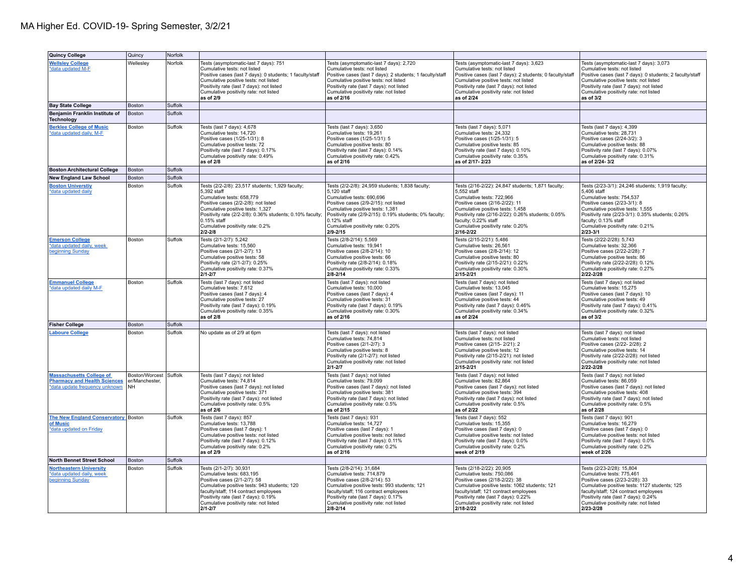# MA Higher Ed. COVID-19- Spring Semester, 3/2/21

| | | | | | | |
|---|---|---|---|---|---|---|
| **Quincy College** | Quincy | Norfolk | | | | |
| **Wellsley College** *data updated M-F | Wellesley | Norfolk | Tests (asymptomatic-last 7 days): 751<br>Cumulative tests: not listed<br>Positive cases (last 7 days): 0 students; 1 faculty/staff<br>Cumulative positive tests: not listed<br>Positivity rate (last 7 days): not listed<br>Cumulative positivity rate: not listed<br>**as of 2/9** | Tests (asymptomatic-last 7 days): 2,720<br>Cumulative tests: not listed<br>Positive cases (last 7 days): 2 students; 1 faculty/staff<br>Cumulative positive tests: not listed<br>Positivity rate (last 7 days): not listed<br>Cumulative positivity rate: not listed<br>**as of 2/16** | Tests (asymptomatic-last 7 days): 3,623<br>Cumulative tests: not listed<br>Positive cases (last 7 days): 2 students; 0 faculty/staff<br>Cumulative positive tests: not listed<br>Positivity rate (last 7 days): not listed<br>Cumulative positivity rate: not listed<br>**as of 2/24** | Tests (asymptomatic-last 7 days): 3,073<br>Cumulative tests: not listed<br>Positive cases (last 7 days): 0 students; 2 faculty/staff<br>Cumulative positive tests: not listed<br>Positivity rate (last 7 days): not listed<br>Cumulative positivity rate: not listed<br>**as of 3/2** |
| **Bay State College** | Boston | Suffolk | | | | |
| **Benjamin Franklin Institute of Technology** | Boston | Suffolk | | | | |
| **Berklee College of Music** *data updated daily, M-F | Boston | Suffolk | Tests (last 7 days): 4,678<br>Cumulative tests: 14,720<br>Positive cases (1/25-1/31): 8<br>Cumulative positive tests: 72<br>Positivity rate (last 7 days): 0.17%<br>Cumulative positivity rate: 0.49%<br>**as of 2/8** | Tests (last 7 days): 3,650<br>Cumulative tests: 19,261<br>Positive cases (1/25-1/31): 5<br>Cumulative positive tests: 80<br>Positivity rate (last 7 days): 0.14%<br>Cumulative positivity rate: 0.42%<br>**as of 2/16** | Tests (last 7 days): 5,071<br>Cumulative tests: 24,332<br>Positive cases (1/25-1/31): 5<br>Cumulative positive tests: 85<br>Positivity rate (last 7 days): 0.10%<br>Cumulative positivity rate: 0.35%<br>**as of 2/17- 2/23** | Tests (last 7 days): 4,399<br>Cumulative tests: 28,731<br>Positive cases (2/24-3/2): 3<br>Cumulative positive tests: 88<br>Positivity rate (last 7 days): 0.07%<br>Cumulative positivity rate: 0.31%<br>**as of 2/24- 3/2** |
| **Boston Architectural College** | Boston | Suffolk | | | | |
| **New England Law School** | Boston | Suffolk | | | | |
| **Boston Universtiy** *data updated daily | Boston | Suffolk | Tests (2/2-2/8): 23,517 students; 1,929 faculty; 5,392 staff<br>Cumulative tests: 658,779<br>Positive cases (2/2-2/8): not listed<br>Cumulative positive tests: 1,327<br>Positivity rate (2/2-2/8): 0.36% students; 0.10% faculty; 0.15% staff<br>Cumulative positivity rate: 0.2%<br>**2/2-2/8** | Tests (2/2-2/8): 24,959 students; 1,838 faculty; 5,120 staff<br>Cumulative tests: 690,696<br>Positive cases (2/9-2/15): not listed<br>Cumulative positive tests: 1,381<br>Positivity rate (2/9-2/15): 0.19% students; 0% faculty; 0.12% staff<br>Cumulative positivity rate: 0.20%<br>**2/9-2/15** | Tests (2/16-2/22): 24,847 students; 1,871 faculty; 5,552 staff<br>Cumulative tests: 722,966<br>Positive cases (2/16-2/22): 11<br>Cumulative positive tests: 1,458<br>Positivity rate (2/16-2/22): 0.26% students; 0.05% faculty; 0.22% staff<br>Cumulative positivity rate: 0.20%<br>**2/16-2/22** | Tests (2/23-3/1): 24,246 students; 1,919 faculty; 5,406 staff<br>Cumulative tests: 754,537<br>Positive cases (2/23-3/1): 8<br>Cumulative positive tests: 1,555<br>Positivity rate (2/23-3/1): 0.35% students; 0.26% faculty; 0.13% staff<br>Cumulative positivity rate: 0.21%<br>**2/23-3/1** |
| **Emerson College** *data updated daily, week beginning Sunday | Boston | Suffolk | Tests (2/1-2/7): 5,242<br>Cumulative tests: 15,560<br>Positive cases (2/1-2/7): 13<br>Cumulative positive tests: 58<br>Positivity rate (2/1-2/7): 0.25%<br>Cumulative positivity rate: 0.37%<br>**2/1-2/7** | Tests (2/8-2/14): 5,569<br>Cumulative tests: 19,941<br>Positive cases (2/8-2/14): 10<br>Cumulative positive tests: 66<br>Positivity rate (2/8-2/14): 0.18%<br>Cumulative positivity rate: 0.33%<br>**2/8-2/14** | Tests (2/15-2/21): 5,486<br>Cumulative tests: 26,561<br>Positive cases (2/8-2/14): 12<br>Cumulative positive tests: 80<br>Positivity rate (2/15-2/21): 0.22%<br>Cumulative positivity rate: 0.30%<br>**2/15-2/21** | Tests (2/22-2/28): 5,743<br>Cumulative tests: 32,366<br>Positive cases (2/22-2/28): 7<br>Cumulative positive tests: 86<br>Positivity rate (2/22-2/28): 0.12%<br>Cumulative positivity rate: 0.27%<br>**2/22-2/28** |
| **Emmanuel College** *data updated daily M-F | Boston | Suffolk | Tests (last 7 days): not listed<br>Cumulative tests: 7,612<br>Positive cases (last 7 days): 4<br>Cumulative positive tests: 27<br>Positivity rate (last 7 days): 0.19%<br>Cumulative positivity rate: 0.35%<br>**as of 2/8** | Tests (last 7 days): not listed<br>Cumulative tests: 10,000<br>Positive cases (last 7 days): 4<br>Cumulative positive tests: 31<br>Positivity rate (last 7 days): 0.19%<br>Cumulative positivity rate: 0.30%<br>**as of 2/16** | Tests (last 7 days): not listed<br>Cumulative tests: 13,045<br>Positive cases (last 7 days): 11<br>Cumulative positive tests: 44<br>Positivity rate (last 7 days): 0.46%<br>Cumulative positivity rate: 0.34%<br>**as of 2/24** | Tests (last 7 days): not listed<br>Cumulative tests: 15,275<br>Positive cases (last 7 days): 10<br>Cumulative positive tests: 49<br>Positivity rate (last 7 days): 0.41%<br>Cumulative positivity rate: 0.32%<br>**as of 3/2** |
| **Fisher College** | Boston | Suffolk | | | | |
| **Laboure College** | Boston | Suffolk | No update as of 2/9 at 6pm | Tests (last 7 days): not listed<br>Cumulative tests: 74,814<br>Positive cases (2/1-2/7): 3<br>Cumulative positive tests: 8<br>Positivity rate (2/1-2/7): not listed<br>Cumulative positivity rate: not listed<br>**2/1-2/7** | Tests (last 7 days): not listed<br>Cumulative tests: not listed<br>Positive cases (2/15- 2/21): 2<br>Cumulative positive tests: 12<br>Positivity rate (2/15-2/21): not listed<br>Cumulative positivity rate: not listed<br>**2/15-2/21** | Tests (last 7 days): not listed<br>Cumulative tests: not listed<br>Positive cases (2/22- 2/28): 2<br>Cumulative positive tests: 14<br>Positivity rate (2/22-2/28): not listed<br>Cumulative positivity rate: not listed<br>**2/22-2/28** |
| **Massachusetts College of Pharmacy and Health Sciences** *data update frequency unknown | Boston/Worcester/Manchester, NH | Suffolk | Tests (last 7 days): not listed<br>Cumulative tests: 74,814<br>Positive cases (last 7 days): not listed<br>Cumulative positive tests: 371<br>Positivity rate (last 7 days): not listed<br>Cumulative positivity rate: 0.5%<br>**as of 2/6** | Tests (last 7 days): not listed<br>Cumulative tests: 79,099<br>Positive cases (last 7 days): not listed<br>Cumulative positive tests: 381<br>Positivity rate (last 7 days): not listed<br>Cumulative positivity rate: 0.5%<br>**as of 2/15** | Tests (last 7 days): not listed<br>Cumulative tests: 82,864<br>Positive cases (last 7 days): not listed<br>Cumulative positive tests: 394<br>Positivity rate (last 7 days): not listed<br>Cumulative positivity rate: 0.5%<br>**as of 2/22** | Tests (last 7 days): not listed<br>Cumulative tests: 86,059<br>Positive cases (last 7 days): not listed<br>Cumulative positive tests: 408<br>Positivity rate (last 7 days): not listed<br>Cumulative positivity rate: 0.5%<br>**as of 2/28** |
| **The New England Conservatory of Music** *data updated on Friday | Boston | Suffolk | Tests (last 7 days): 857<br>Cumulative tests: 13,788<br>Positive cases (last 7 days): 1<br>Cumulative positive tests: not listed<br>Positivity rate (last 7 days): 0.12%<br>Cumulative positivity rate: 0.2%<br>**as of 2/9** | Tests (last 7 days): 931<br>Cumulative tests: 14,727<br>Positive cases (last 7 days): 1<br>Cumulative positive tests: not listed<br>Positivity rate (last 7 days): 0.11%<br>Cumulative positivity rate: 0.2%<br>**as of 2/16** | Tests (last 7 days): 552<br>Cumulative tests: 15,355<br>Positive cases (last 7 days): 0<br>Cumulative positive tests: not listed<br>Positivity rate (last 7 days): 0.0%<br>Cumulative positivity rate: 0.2%<br>**week of 2/19** | Tests (last 7 days): 901<br>Cumulative tests: 16,279<br>Positive cases (last 7 days): 0<br>Cumulative positive tests: not listed<br>Positivity rate (last 7 days): 0.0%<br>Cumulative positivity rate: 0.2%<br>**week of 2/26** |
| **North Bennet Street School** | Boston | Suffolk | | | | |
| **Northeastern University** *data updated daily, week beginning Sunday | Boston | Suffolk | Tests (2/1-2/7): 30,931<br>Cumulative tests: 683,195<br>Positive cases (2/1-2/7): 58<br>Cumulative positive tests: 943 students; 120 faculty/staff; 114 contract employees<br>Positivity rate (last 7 days): 0.19%<br>Cumulative positivity rate: not listed<br>**2/1-2/7** | Tests (2/8-2/14): 31,684<br>Cumulative tests: 714,879<br>Positive cases (2/8-2/14): 53<br>Cumulative positive tests: 993 students; 121 faculty/staff; 116 contract employees<br>Positivity rate (last 7 days): 0.17%<br>Cumulative positivity rate: not listed<br>**2/8-2/14** | Tests (2/18-2/22): 20,905<br>Cumulative tests: 750,086<br>Positive cases (2/18-2/22): 38<br>Cumulative positive tests: 1062 students; 121 faculty/staff; 121 contract employees<br>Positivity rate (last 7 days): 0.22%<br>Cumulative positivity rate: not listed<br>**2/18-2/22** | Tests (2/23-2/28): 15,804<br>Cumulative tests: 775,461<br>Positive cases (2/23-2/28): 33<br>Cumulative positive tests: 1127 students; 125 faculty/staff; 124 contract employees<br>Positivity rate (last 7 days): 0.24%<br>Cumulative positivity rate: not listed<br>**2/23-2/28** |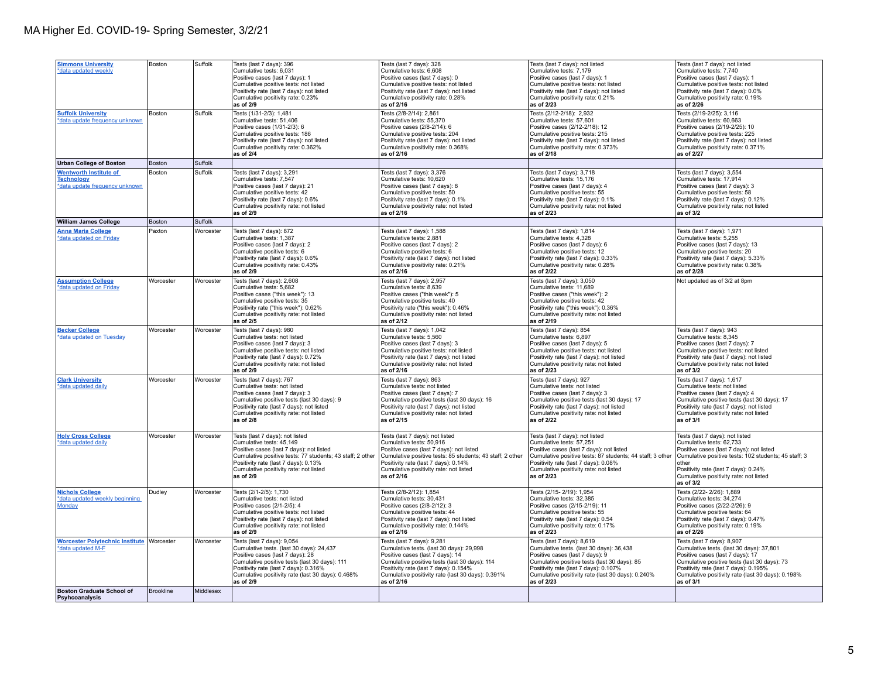# MA Higher Ed. COVID-19- Spring Semester, 3/2/21

| | | | | | | |
|---|---|---|---|---|---|---|
| Simmons University<br>*data updated weekly | Boston | Suffolk | Tests (last 7 days): 396<br>Cumulative tests: 6,031<br>Positive cases (last 7 days): 1<br>Cumulative positive tests: not listed<br>Positivity rate (last 7 days): not listed<br>Cumulative positivity rate: 0.23%<br>**as of 2/9** | Tests (last 7 days): 328<br>Cumulative tests: 6,608<br>Positive cases (last 7 days): 0<br>Cumulative positive tests: not listed<br>Positivity rate (last 7 days): not listed<br>Cumulative positivity rate: 0.28%<br>**as of 2/16** | Tests (last 7 days): not listed<br>Cumulative tests: 7,179<br>Positive cases (last 7 days): 1<br>Cumulative positive tests: not listed<br>Positivity rate (last 7 days): not listed<br>Cumulative positivity rate: 0.21%<br>**as of 2/23** | Tests (last 7 days): not listed<br>Cumulative tests: 7,740<br>Positive cases (last 7 days): 1<br>Cumulative positive tests: not listed<br>Positivity rate (last 7 days): 0.0%<br>Cumulative positivity rate: 0.19%<br>**as of 2/26** |
| Suffolk University<br>*data update frequency unknown | Boston | Suffolk | Tests (1/31-2/3): 1,481<br>Cumulative tests: 51,406<br>Positive cases (1/31-2/3): 6<br>Cumulative positive tests: 186<br>Positivity rate (last 7 days): not listed<br>Cumulative positivity rate: 0.362%<br>**as of 2/4** | Tests (2/8-2/14): 2,861<br>Cumulative tests: 55,370<br>Positive cases (2/8-2/14): 6<br>Cumulative positive tests: 204<br>Positivity rate (last 7 days): not listed<br>Cumulative positivity rate: 0.368%<br>**as of 2/16** | Tests (2/12-2/18): 2,932<br>Cumulative tests: 57,601<br>Positive cases (2/12-2/18): 12<br>Cumulative positive tests: 215<br>Positivity rate (last 7 days): not listed<br>Cumulative positivity rate: 0.373%<br>**as of 2/18** | Tests (2/19-2/25): 3,116<br>Cumulative tests: 60,663<br>Positive cases (2/19-2/25): 10<br>Cumulative positive tests: 225<br>Positivity rate (last 7 days): not listed<br>Cumulative positivity rate: 0.371%<br>**as of 2/27** |
| **Urban College of Boston** | Boston | Suffolk | | | | |
| Wentworth Institute of Technology<br>*data update frequency unknown | Boston | Suffolk | Tests (last 7 days): 3,291<br>Cumulative tests: 7,547<br>Positive cases (last 7 days): 21<br>Cumulative positive tests: 42<br>Positivity rate (last 7 days): 0.6%<br>Cumulative positivity rate: not listed<br>**as of 2/9** | Tests (last 7 days): 3,376<br>Cumulative tests: 10,620<br>Positive cases (last 7 days): 8<br>Cumulative positive tests: 50<br>Positivity rate (last 7 days): 0.1%<br>Cumulative positivity rate: not listed<br>**as of 2/16** | Tests (last 7 days): 3,718<br>Cumulative tests: 15,176<br>Positive cases (last 7 days): 4<br>Cumulative positive tests: 55<br>Positivity rate (last 7 days): 0.12%<br>Cumulative positivity rate: not listed<br>**as of 2/23** | Tests (last 7 days): 3,554<br>Cumulative tests: 17,914<br>Positive cases (last 7 days): 3<br>Cumulative positive tests: 58<br>Positivity rate (last 7 days): 0.12%<br>Cumulative positivity rate: not listed<br>**as of 3/2** |
| **William James College** | Boston | Suffolk | | | | |
| Anna Maria College<br>*data updated on Friday | Paxton | Worcester | Tests (last 7 days): 872<br>Cumulative tests: 1,387<br>Positive cases (last 7 days): 2<br>Cumulative positive tests: 6<br>Positivity rate (last 7 days): 0.6%<br>Cumulative positivity rate: 0.43%<br>**as of 2/9** | Tests (last 7 days): 1,588<br>Cumulative tests: 2,881<br>Positive cases (last 7 days): 2<br>Cumulative positive tests: 6<br>Positivity rate (last 7 days): not listed<br>Cumulative positivity rate: 0.21%<br>**as of 2/16** | Tests (last 7 days): 1,814<br>Cumulative tests: 4,328<br>Positive cases (last 7 days): 6<br>Cumulative positive tests: 12<br>Positivity rate (last 7 days): 0.33%<br>Cumulative positivity rate: 0.28%<br>**as of 2/22** | Tests (last 7 days): 1,971<br>Cumulative tests: 5,255<br>Positive cases (last 7 days): 13<br>Cumulative positive tests: 20<br>Positivity rate (last 7 days): 5.33%<br>Cumulative positivity rate: 0.38%<br>**as of 2/28** |
| Assumption College<br>*data updated on Friday | Worcester | Worcester | Tests (last 7 days): 2,608<br>Cumulative tests: 5,682<br>Positive cases ("this week"): 13<br>Cumulative positive tests: 35<br>Positivity rate ("this week"): 0.62%<br>Cumulative positivity rate: not listed<br>**as of 2/5** | Tests (last 7 days): 2,957<br>Cumulative tests: 8,639<br>Positive cases ("this week"): 5<br>Cumulative positive tests: 40<br>Positivity rate ("this week"): 0.46%<br>Cumulative positivity rate: not listed<br>**as of 2/12** | Tests (last 7 days): 3,050<br>Cumulative tests: 11,689<br>Positive cases ("this week"): 2<br>Cumulative positive tests: 42<br>Positivity rate ("this week"): 0.36%<br>Cumulative positivity rate: not listed<br>**as of 2/19** | Not updated as of 3/2 at 8pm |
| Becker College<br>*data updated on Tuesday | Worcester | Worcester | Tests (last 7 days): 980<br>Cumulative tests: not listed<br>Positive cases (last 7 days): 3<br>Cumulative positive tests: not listed<br>Positivity rate (last 7 days): 0.72%<br>Cumulative positivity rate: not listed<br>**as of 2/9** | Tests (last 7 days): 1,042<br>Cumulative tests: 5,560<br>Positive cases (last 7 days): 3<br>Cumulative positive tests: not listed<br>Positivity rate (last 7 days): not listed<br>Cumulative positivity rate: not listed<br>**as of 2/16** | Tests (last 7 days): 854<br>Cumulative tests: 6,897<br>Positive cases (last 7 days): 5<br>Cumulative positive tests: not listed<br>Positivity rate (last 7 days): not listed<br>Cumulative positivity rate: not listed<br>**as of 2/23** | Tests (last 7 days): 943<br>Cumulative tests: 8,345<br>Positive cases (last 7 days): 7<br>Cumulative positive tests: not listed<br>Positivity rate (last 7 days): not listed<br>Cumulative positivity rate: not listed<br>**as of 3/2** |
| Clark University<br>*data updated daily | Worcester | Worcester | Tests (last 7 days): 767<br>Cumulative tests: not listed<br>Positive cases (last 7 days): 3<br>Cumulative positive tests (last 30 days): 9<br>Positivity rate (last 7 days): not listed<br>Cumulative positivity rate: not listed<br>**as of 2/8** | Tests (last 7 days): 863<br>Cumulative tests: not listed<br>Positive cases (last 7 days): 7<br>Cumulative positive tests (last 30 days): 16<br>Positivity rate (last 7 days): not listed<br>Cumulative positivity rate: not listed<br>**as of 2/15** | Tests (last 7 days): 927<br>Cumulative tests: not listed<br>Positive cases (last 7 days): 3<br>Cumulative positive tests (last 30 days): 17<br>Positivity rate (last 7 days): not listed<br>Cumulative positivity rate: not listed<br>**as of 2/22** | Tests (last 7 days): 1,617<br>Cumulative tests: not listed<br>Positive cases (last 7 days): 4<br>Cumulative positive tests (last 30 days): 17<br>Positivity rate (last 7 days): not listed<br>Cumulative positivity rate: not listed<br>**as of 3/1** |
| Holy Cross College<br>*data updated daily | Worcester | Worcester | Tests (last 7 days): not listed<br>Cumulative tests: 45,149<br>Positive cases (last 7 days): not listed<br>Cumulative positive tests: 77 students; 43 staff; 2 other<br>Positivity rate (last 7 days): 0.13%<br>Cumulative positivity rate: not listed<br>**as of 2/9** | Tests (last 7 days): not listed<br>Cumulative tests: 50,916<br>Positive cases (last 7 days): not listed<br>Cumulative positive tests: 85 students; 43 staff; 2 other<br>Positivity rate (last 7 days): 0.14%<br>Cumulative positivity rate: not listed<br>**as of 2/16** | Tests (last 7 days): not listed<br>Cumulative tests: 57,251<br>Positive cases (last 7 days): not listed<br>Cumulative positive tests: 87 students; 44 staff; 3 other<br>Positivity rate (last 7 days): 0.08%<br>Cumulative positivity rate: not listed<br>**as of 2/23** | Tests (last 7 days): not listed<br>Cumulative tests: 62,733<br>Positive cases (last 7 days): not listed<br>Cumulative positive tests: 102 students; 45 staff; 3 other<br>Positivity rate (last 7 days): 0.24%<br>Cumulative positivity rate: not listed<br>**as of 3/2** |
| Nichols College<br>*data updated weekly beginning Monday | Dudley | Worcester | Tests (2/1-2/5): 1,730<br>Cumulative tests: not listed<br>Positive cases (2/1-2/5): 4<br>Cumulative positive tests: not listed<br>Positivity rate (last 7 days): not listed<br>Cumulative positivity rate: not listed<br>**as of 2/9** | Tests (2/8-2/12): 1,854<br>Cumulative tests: 30,431<br>Positive cases (2/8-2/12): 3<br>Cumulative positive tests: 44<br>Positivity rate (last 7 days): not listed<br>Cumulative positivity rate: 0.144%<br>**as of 2/16** | Tests (2/15- 2/19): 1,954<br>Cumulative tests: 32,385<br>Positive cases (2/15-2/19): 11<br>Cumulative positive tests: 55<br>Positivity rate (last 7 days): 0.54<br>Cumulative positivity rate: 0.17%<br>**as of 2/23** | Tests (2/22- 2/26): 1,889<br>Cumulative tests: 34,274<br>Positive cases (2/22-2/26): 9<br>Cumulative positive tests: 64<br>Positivity rate (last 7 days): 0.47%<br>Cumulative positivity rate: 0.19%<br>**as of 2/26** |
| Worcester Polytechnic Institute<br>*data updated M-F | Worcester | Worcester | Tests (last 7 days): 9,054<br>Cumulative tests. (last 30 days): 24,437<br>Positive cases (last 7 days): 28<br>Cumulative positive tests (last 30 days): 111<br>Positivity rate (last 7 days): 0.316%<br>Cumulative positivity rate (last 30 days): 0.468%<br>**as of 2/9** | Tests (last 7 days): 9,281<br>Cumulative tests. (last 30 days): 29,998<br>Positive cases (last 7 days): 14<br>Cumulative positive tests (last 30 days): 114<br>Positivity rate (last 7 days): 0.154%<br>Cumulative positivity rate (last 30 days): 0.391%<br>**as of 2/16** | Tests (last 7 days): 8,619<br>Cumulative tests. (last 30 days): 36,438<br>Positive cases (last 7 days): 9<br>Cumulative positive tests (last 30 days): 85<br>Positivity rate (last 7 days): 0.107%<br>Cumulative positivity rate (last 30 days): 0.240%<br>**as of 2/23** | Tests (last 7 days): 8,907<br>Cumulative tests. (last 30 days): 37,801<br>Positive cases (last 7 days): 17<br>Cumulative positive tests (last 30 days): 73<br>Positivity rate (last 7 days): 0.195%<br>Cumulative positivity rate (last 30 days): 0.198%<br>**as of 3/1** |
| **Boston Graduate School of Psyhcoanalysis** | Brookline | Middlesex | | | | |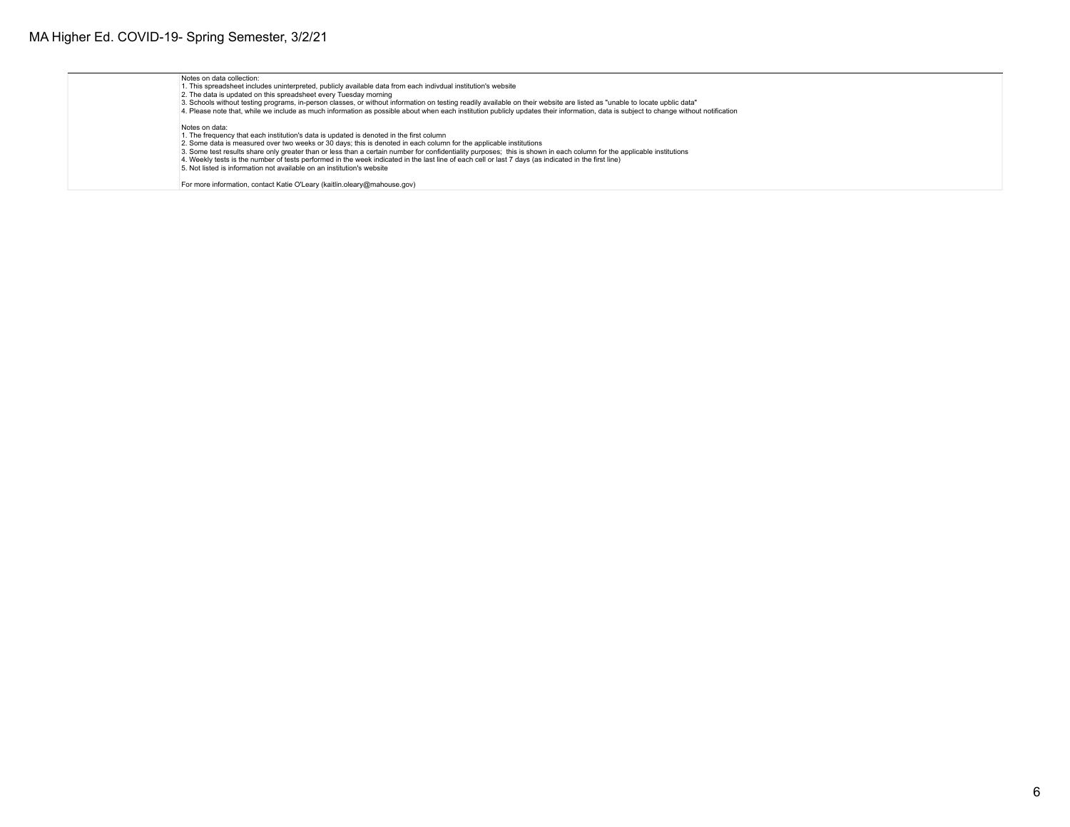| | |
|---|---|
| | Notes on data collection:<br>1. This spreadsheet includes uninterpreted, publicly available data from each indivdual institution's website<br>2. The data is updated on this spreadsheet every Tuesday morning<br>3. Schools without testing programs, in-person classes, or without information on testing readily available on their website are listed as "unable to locate upblic data"<br>4. Please note that, while we include as much information as possible about when each institution publicly updates their information, data is subject to change without notification<br><br>Notes on data:<br>1. The frequency that each institution's data is updated is denoted in the first column<br>2. Some data is measured over two weeks or 30 days; this is denoted in each column for the applicable institutions<br>3. Some test results share only greater than or less than a certain number for confidentiality purposes; this is shown in each column for the applicable institutions<br>4. Weekly tests is the number of tests performed in the week indicated in the last line of each cell or last 7 days (as indicated in the first line)<br>5. Not listed is information not available on an institution's website<br><br>For more information, contact Katie O'Leary (kaitlin.oleary@mahouse.gov) |